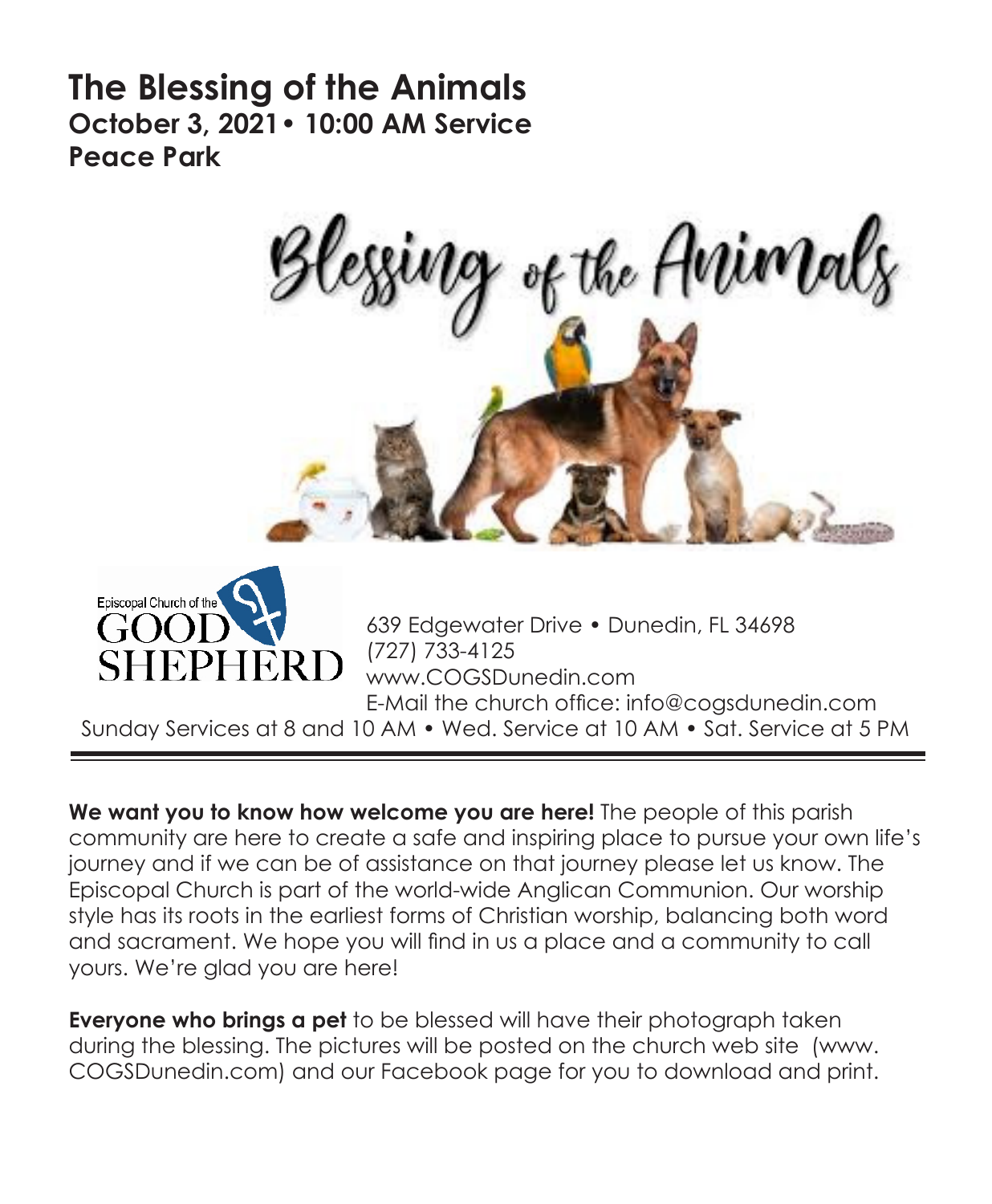# The Blessing of the Animals

**October 3, 2021• 10:00 AM Service**
**Peace Park**

Blessing of the Animals

Episcopal Church of the GOOD SHEPHERD

639 Edgewater Drive • Dunedin, FL 34698
(727) 733-4125
www.COGSDunedin.com
E-Mail the church office: info@cogsdunedin.com

Sunday Services at 8 and 10 AM • Wed. Service at 10 AM • Sat. Service at 5 PM

---

**We want you to know how welcome you are here!** The people of this parish community are here to create a safe and inspiring place to pursue your own life's journey and if we can be of assistance on that journey please let us know. The Episcopal Church is part of the world-wide Anglican Communion. Our worship style has its roots in the earliest forms of Christian worship, balancing both word and sacrament. We hope you will find in us a place and a community to call yours. We're glad you are here!

**Everyone who brings a pet** to be blessed will have their photograph taken during the blessing. The pictures will be posted on the church web site (www.COGSDunedin.com) and our Facebook page for you to download and print.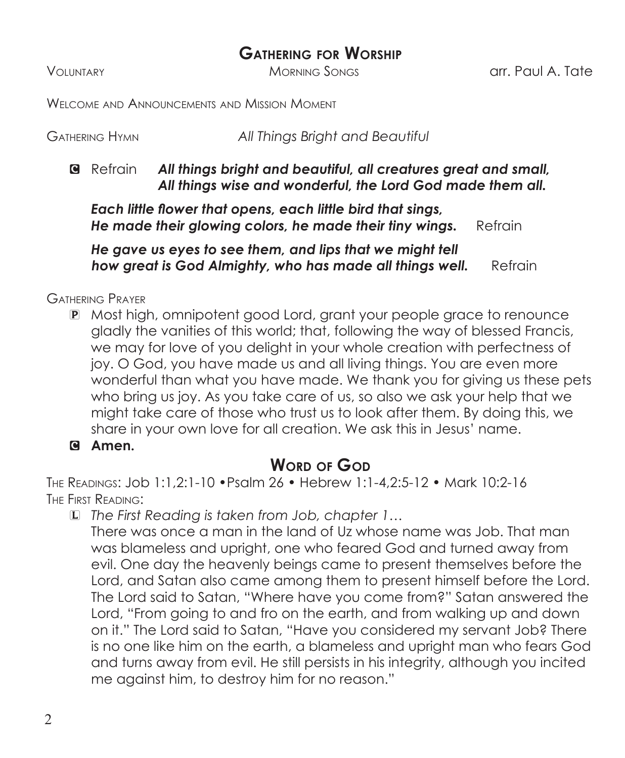## Gathering for Worship

Voluntary — Morning Songs — arr. Paul A. Tate

Welcome and Announcements and Mission Moment

Gathering Hymn — *All Things Bright and Beautiful*

**C** Refrain ***All things bright and beautiful, all creatures great and small, All things wise and wonderful, the Lord God made them all.***

***Each little flower that opens, each little bird that sings, He made their glowing colors, he made their tiny wings.*** Refrain

***He gave us eyes to see them, and lips that we might tell how great is God Almighty, who has made all things well.*** Refrain

Gathering Prayer

**P** Most high, omnipotent good Lord, grant your people grace to renounce gladly the vanities of this world; that, following the way of blessed Francis, we may for love of you delight in your whole creation with perfectness of joy. O God, you have made us and all living things. You are even more wonderful than what you have made. We thank you for giving us these pets who bring us joy. As you take care of us, so also we ask your help that we might take care of those who trust us to look after them. By doing this, we share in your own love for all creation. We ask this in Jesus' name.

**C** **Amen.**

## Word of God

The Readings: Job 1:1,2:1-10 •Psalm 26 • Hebrew 1:1-4,2:5-12 • Mark 10:2-16

The First Reading:

**L** *The First Reading is taken from Job, chapter 1…*

There was once a man in the land of Uz whose name was Job. That man was blameless and upright, one who feared God and turned away from evil. One day the heavenly beings came to present themselves before the Lord, and Satan also came among them to present himself before the Lord. The Lord said to Satan, "Where have you come from?" Satan answered the Lord, "From going to and fro on the earth, and from walking up and down on it." The Lord said to Satan, "Have you considered my servant Job? There is no one like him on the earth, a blameless and upright man who fears God and turns away from evil. He still persists in his integrity, although you incited me against him, to destroy him for no reason."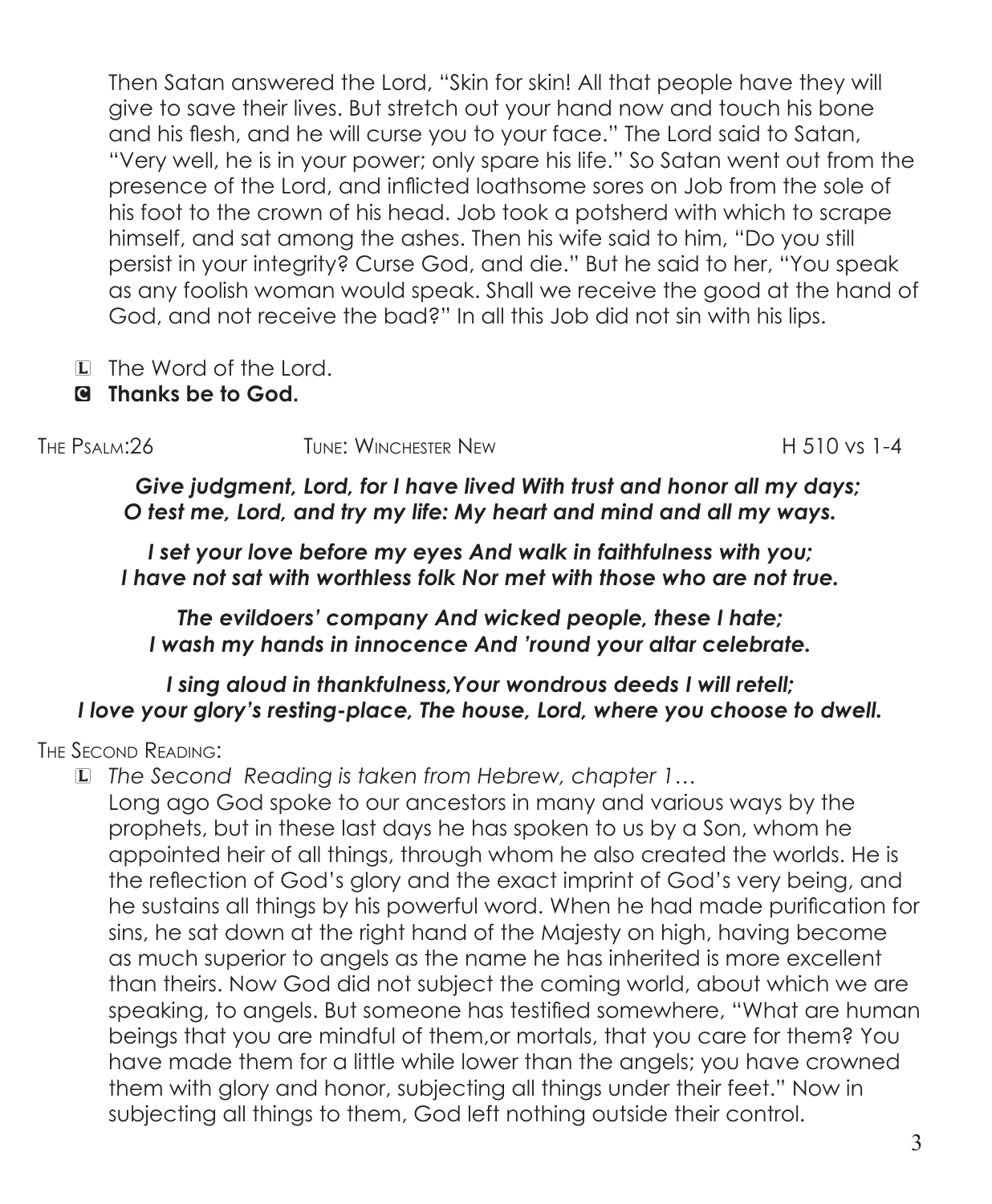Then Satan answered the Lord, “Skin for skin! All that people have they will give to save their lives. But stretch out your hand now and touch his bone and his flesh, and he will curse you to your face.” The Lord said to Satan, “Very well, he is in your power; only spare his life.” So Satan went out from the presence of the Lord, and inflicted loathsome sores on Job from the sole of his foot to the crown of his head. Job took a potsherd with which to scrape himself, and sat among the ashes. Then his wife said to him, “Do you still persist in your integrity? Curse God, and die.” But he said to her, “You speak as any foolish woman would speak. Shall we receive the good at the hand of God, and not receive the bad?” In all this Job did not sin with his lips.

L The Word of the Lord.

C **Thanks be to God.**

The Psalm:26 Tune: Winchester New H 510 vs 1-4

***Give judgment, Lord, for I have lived With trust and honor all my days;***
***O test me, Lord, and try my life: My heart and mind and all my ways.***

***I set your love before my eyes And walk in faithfulness with you;***
***I have not sat with worthless folk Nor met with those who are not true.***

***The evildoers’ company And wicked people, these I hate;***
***I wash my hands in innocence And ’round your altar celebrate.***

***I sing aloud in thankfulness,Your wondrous deeds I will retell;***
***I love your glory’s resting-place, The house, Lord, where you choose to dwell.***

The Second Reading:

L *The Second Reading is taken from Hebrew, chapter 1…*

Long ago God spoke to our ancestors in many and various ways by the prophets, but in these last days he has spoken to us by a Son, whom he appointed heir of all things, through whom he also created the worlds. He is the reflection of God’s glory and the exact imprint of God’s very being, and he sustains all things by his powerful word. When he had made purification for sins, he sat down at the right hand of the Majesty on high, having become as much superior to angels as the name he has inherited is more excellent than theirs. Now God did not subject the coming world, about which we are speaking, to angels. But someone has testified somewhere, “What are human beings that you are mindful of them,or mortals, that you care for them? You have made them for a little while lower than the angels; you have crowned them with glory and honor, subjecting all things under their feet.” Now in subjecting all things to them, God left nothing outside their control.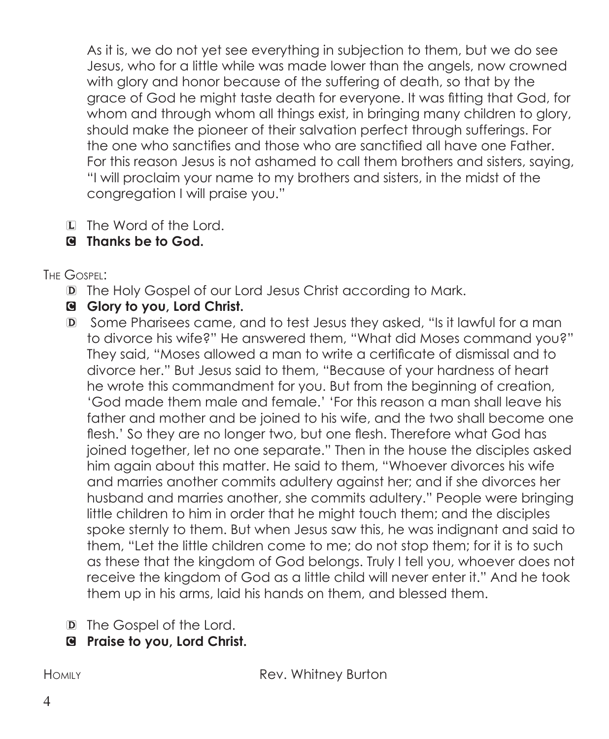As it is, we do not yet see everything in subjection to them, but we do see Jesus, who for a little while was made lower than the angels, now crowned with glory and honor because of the suffering of death, so that by the grace of God he might taste death for everyone. It was fitting that God, for whom and through whom all things exist, in bringing many children to glory, should make the pioneer of their salvation perfect through sufferings. For the one who sanctifies and those who are sanctified all have one Father. For this reason Jesus is not ashamed to call them brothers and sisters, saying, "I will proclaim your name to my brothers and sisters, in the midst of the congregation I will praise you."

L The Word of the Lord.
**C Thanks be to God.**

The Gospel:

D The Holy Gospel of our Lord Jesus Christ according to Mark.
**C Glory to you, Lord Christ.**

D Some Pharisees came, and to test Jesus they asked, "Is it lawful for a man to divorce his wife?" He answered them, "What did Moses command you?" They said, "Moses allowed a man to write a certificate of dismissal and to divorce her." But Jesus said to them, "Because of your hardness of heart he wrote this commandment for you. But from the beginning of creation, 'God made them male and female.' 'For this reason a man shall leave his father and mother and be joined to his wife, and the two shall become one flesh.' So they are no longer two, but one flesh. Therefore what God has joined together, let no one separate." Then in the house the disciples asked him again about this matter. He said to them, "Whoever divorces his wife and marries another commits adultery against her; and if she divorces her husband and marries another, she commits adultery." People were bringing little children to him in order that he might touch them; and the disciples spoke sternly to them. But when Jesus saw this, he was indignant and said to them, "Let the little children come to me; do not stop them; for it is to such as these that the kingdom of God belongs. Truly I tell you, whoever does not receive the kingdom of God as a little child will never enter it." And he took them up in his arms, laid his hands on them, and blessed them.

D The Gospel of the Lord.
**C Praise to you, Lord Christ.**

Homily — Rev. Whitney Burton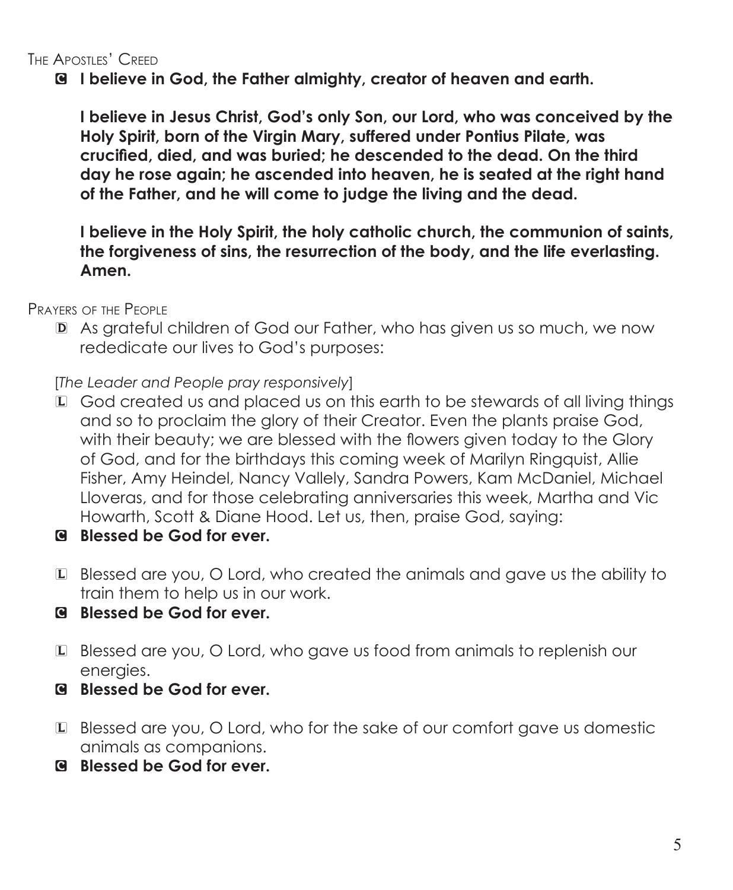## The Apostles' Creed

C **I believe in God, the Father almighty, creator of heaven and earth.**

**I believe in Jesus Christ, God's only Son, our Lord, who was conceived by the Holy Spirit, born of the Virgin Mary, suffered under Pontius Pilate, was crucified, died, and was buried; he descended to the dead. On the third day he rose again; he ascended into heaven, he is seated at the right hand of the Father, and he will come to judge the living and the dead.**

**I believe in the Holy Spirit, the holy catholic church, the communion of saints, the forgiveness of sins, the resurrection of the body, and the life everlasting. Amen.**

## Prayers of the People

D As grateful children of God our Father, who has given us so much, we now rededicate our lives to God's purposes:

[*The Leader and People pray responsively*]

L God created us and placed us on this earth to be stewards of all living things and so to proclaim the glory of their Creator. Even the plants praise God, with their beauty; we are blessed with the flowers given today to the Glory of God, and for the birthdays this coming week of Marilyn Ringquist, Allie Fisher, Amy Heindel, Nancy Vallely, Sandra Powers, Kam McDaniel, Michael Lloveras, and for those celebrating anniversaries this week, Martha and Vic Howarth, Scott & Diane Hood. Let us, then, praise God, saying:

C **Blessed be God for ever.**

L Blessed are you, O Lord, who created the animals and gave us the ability to train them to help us in our work.

C **Blessed be God for ever.**

L Blessed are you, O Lord, who gave us food from animals to replenish our energies.

C **Blessed be God for ever.**

L Blessed are you, O Lord, who for the sake of our comfort gave us domestic animals as companions.

C **Blessed be God for ever.**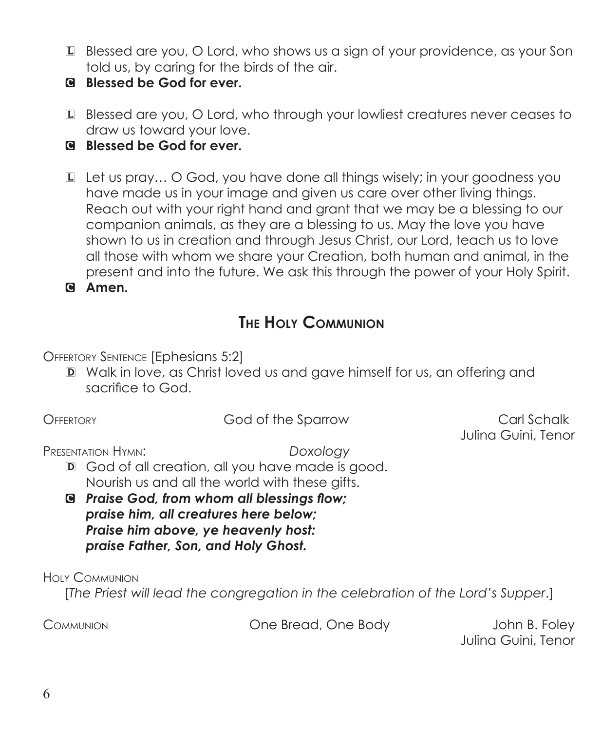L Blessed are you, O Lord, who shows us a sign of your providence, as your Son told us, by caring for the birds of the air.

C **Blessed be God for ever.**

L Blessed are you, O Lord, who through your lowliest creatures never ceases to draw us toward your love.

C **Blessed be God for ever.**

L Let us pray… O God, you have done all things wisely; in your goodness you have made us in your image and given us care over other living things. Reach out with your right hand and grant that we may be a blessing to our companion animals, as they are a blessing to us. May the love you have shown to us in creation and through Jesus Christ, our Lord, teach us to love all those with whom we share your Creation, both human and animal, in the present and into the future. We ask this through the power of your Holy Spirit.

C **Amen.**

## The Holy Communion

Offertory Sentence [Ephesians 5:2]

D Walk in love, as Christ loved us and gave himself for us, an offering and sacrifice to God.

Offertory — God of the Sparrow — Carl Schalk
Julina Guini, Tenor

Presentation Hymn: *Doxology*

D God of all creation, all you have made is good.
Nourish us and all the world with these gifts.

C ***Praise God, from whom all blessings flow;***
***praise him, all creatures here below;***
***Praise him above, ye heavenly host:***
***praise Father, Son, and Holy Ghost.***

Holy Communion

[*The Priest will lead the congregation in the celebration of the Lord's Supper*.]

Communion — One Bread, One Body — John B. Foley
Julina Guini, Tenor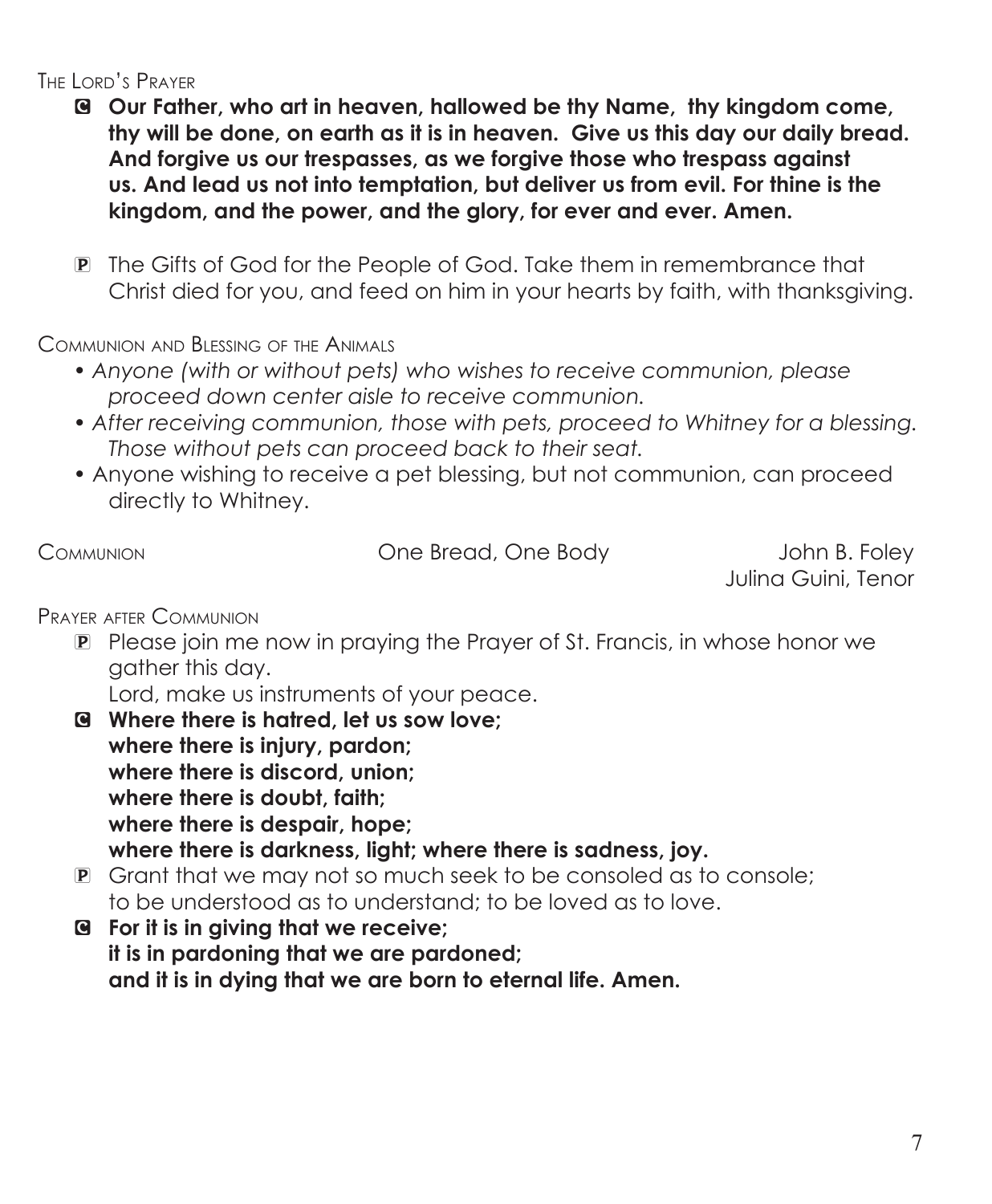### The Lord's Prayer

**C** **Our Father, who art in heaven, hallowed be thy Name, thy kingdom come, thy will be done, on earth as it is in heaven. Give us this day our daily bread. And forgive us our trespasses, as we forgive those who trespass against us. And lead us not into temptation, but deliver us from evil. For thine is the kingdom, and the power, and the glory, for ever and ever. Amen.**

**P** The Gifts of God for the People of God. Take them in remembrance that Christ died for you, and feed on him in your hearts by faith, with thanksgiving.

### Communion and Blessing of the Animals

- *Anyone (with or without pets) who wishes to receive communion, please proceed down center aisle to receive communion.*
- *After receiving communion, those with pets, proceed to Whitney for a blessing. Those without pets can proceed back to their seat.*
- Anyone wishing to receive a pet blessing, but not communion, can proceed directly to Whitney.

Communion — One Bread, One Body — John B. Foley
Julina Guini, Tenor

### Prayer after Communion

**P** Please join me now in praying the Prayer of St. Francis, in whose honor we gather this day.
Lord, make us instruments of your peace.

**C** **Where there is hatred, let us sow love;**
**where there is injury, pardon;**
**where there is discord, union;**
**where there is doubt, faith;**
**where there is despair, hope;**
**where there is darkness, light; where there is sadness, joy.**

**P** Grant that we may not so much seek to be consoled as to console; to be understood as to understand; to be loved as to love.

**C** **For it is in giving that we receive;**
**it is in pardoning that we are pardoned;**
**and it is in dying that we are born to eternal life. Amen.**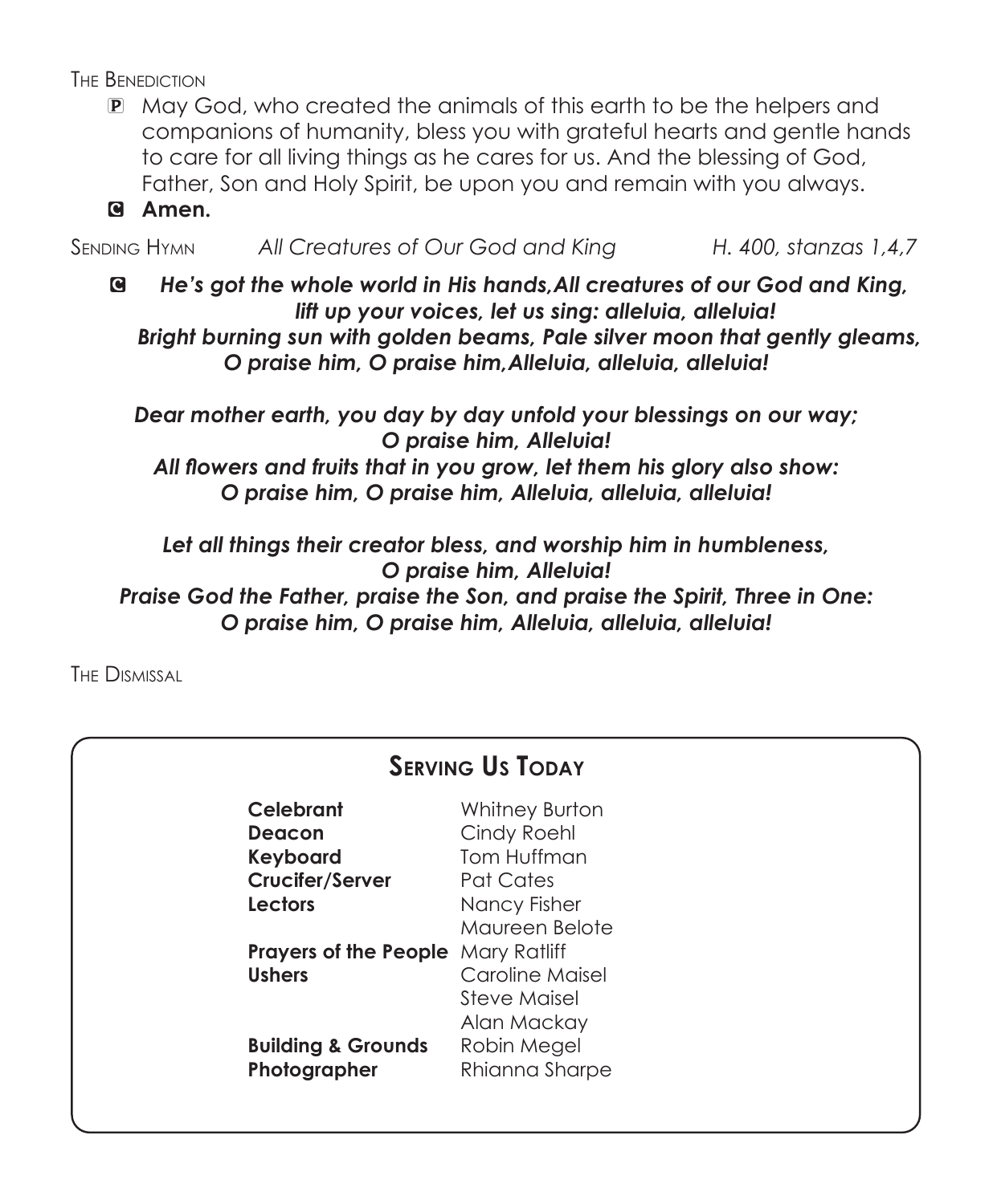The Benediction

Ⓟ May God, who created the animals of this earth to be the helpers and companions of humanity, bless you with grateful hearts and gentle hands to care for all living things as he cares for us. And the blessing of God, Father, Son and Holy Spirit, be upon you and remain with you always.

Ⓒ **Amen.**

Sending Hymn *All Creatures of Our God and King* *H. 400, stanzas 1,4,7*

Ⓒ ***He's got the whole world in His hands,All creatures of our God and King, lift up your voices, let us sing: alleluia, alleluia!***
***Bright burning sun with golden beams, Pale silver moon that gently gleams, O praise him, O praise him,Alleluia, alleluia, alleluia!***

***Dear mother earth, you day by day unfold your blessings on our way;***
***O praise him, Alleluia!***
***All flowers and fruits that in you grow, let them his glory also show:***
***O praise him, O praise him, Alleluia, alleluia, alleluia!***

***Let all things their creator bless, and worship him in humbleness,***
***O praise him, Alleluia!***
***Praise God the Father, praise the Son, and praise the Spirit, Three in One:***
***O praise him, O praise him, Alleluia, alleluia, alleluia!***

The Dismissal

## Serving Us Today

| | |
|---|---|
| **Celebrant** | Whitney Burton |
| **Deacon** | Cindy Roehl |
| **Keyboard** | Tom Huffman |
| **Crucifer/Server** | Pat Cates |
| **Lectors** | Nancy Fisher |
| | Maureen Belote |
| **Prayers of the People** | Mary Ratliff |
| **Ushers** | Caroline Maisel |
| | Steve Maisel |
| | Alan Mackay |
| **Building & Grounds** | Robin Megel |
| **Photographer** | Rhianna Sharpe |